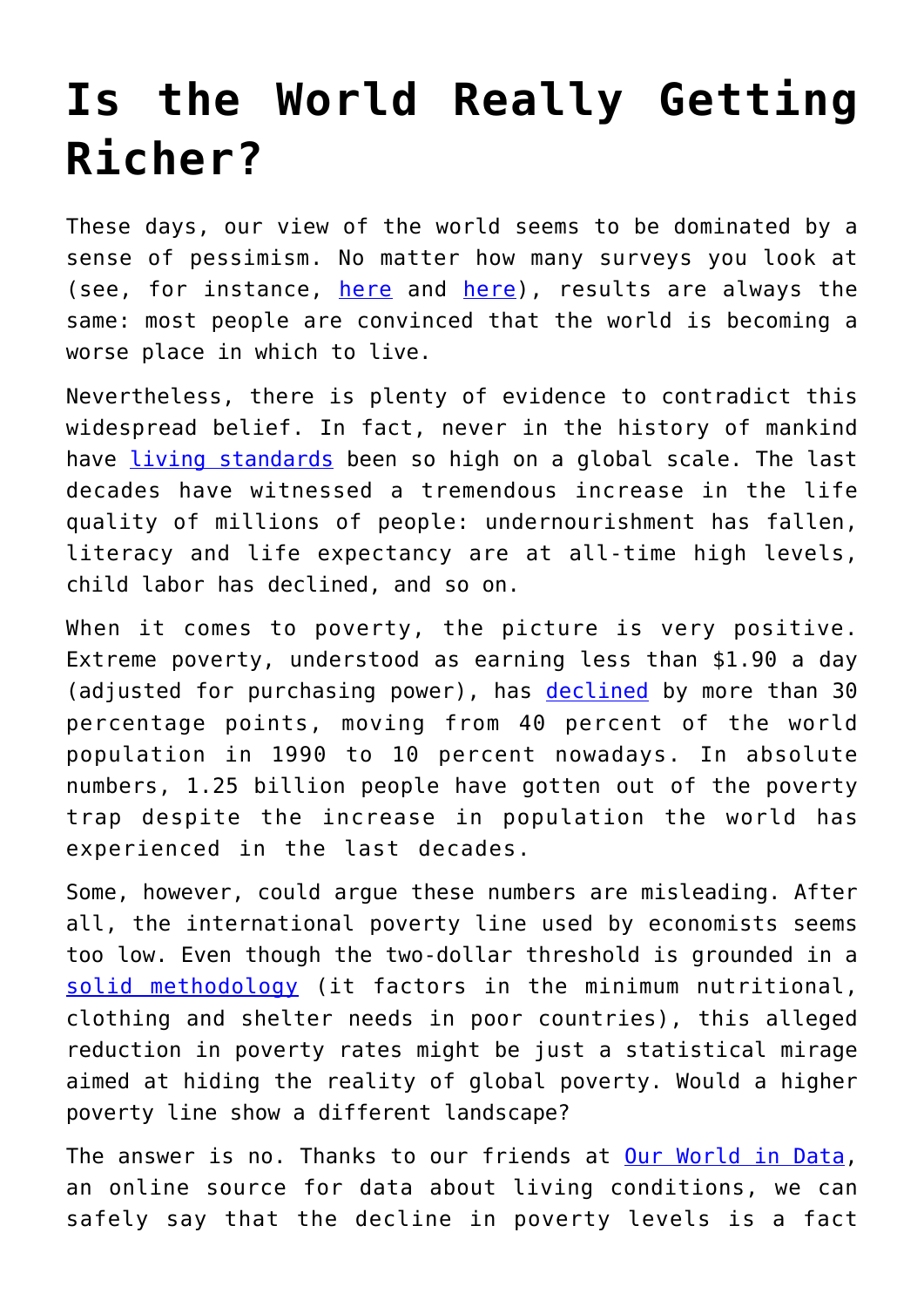# Is the World Really Getting Richer?

These days, our view of the world seems to be dominated by a sense of pessimism. No matter how many surveys you look at (see, for instance, here and here), results are always the same: most people are convinced that the world is becoming a worse place in which to live.

Nevertheless, there is plenty of evidence to contradict this widespread belief. In fact, never in the history of mankind have living standards been so high on a global scale. The last decades have witnessed a tremendous increase in the life quality of millions of people: undernourishment has fallen, literacy and life expectancy are at all-time high levels, child labor has declined, and so on.

When it comes to poverty, the picture is very positive. Extreme poverty, understood as earning less than $1.90 a day (adjusted for purchasing power), has declined by more than 30 percentage points, moving from 40 percent of the world population in 1990 to 10 percent nowadays. In absolute numbers, 1.25 billion people have gotten out of the poverty trap despite the increase in population the world has experienced in the last decades.

Some, however, could argue these numbers are misleading. After all, the international poverty line used by economists seems too low. Even though the two-dollar threshold is grounded in a solid methodology (it factors in the minimum nutritional, clothing and shelter needs in poor countries), this alleged reduction in poverty rates might be just a statistical mirage aimed at hiding the reality of global poverty. Would a higher poverty line show a different landscape?

The answer is no. Thanks to our friends at Our World in Data, an online source for data about living conditions, we can safely say that the decline in poverty levels is a fact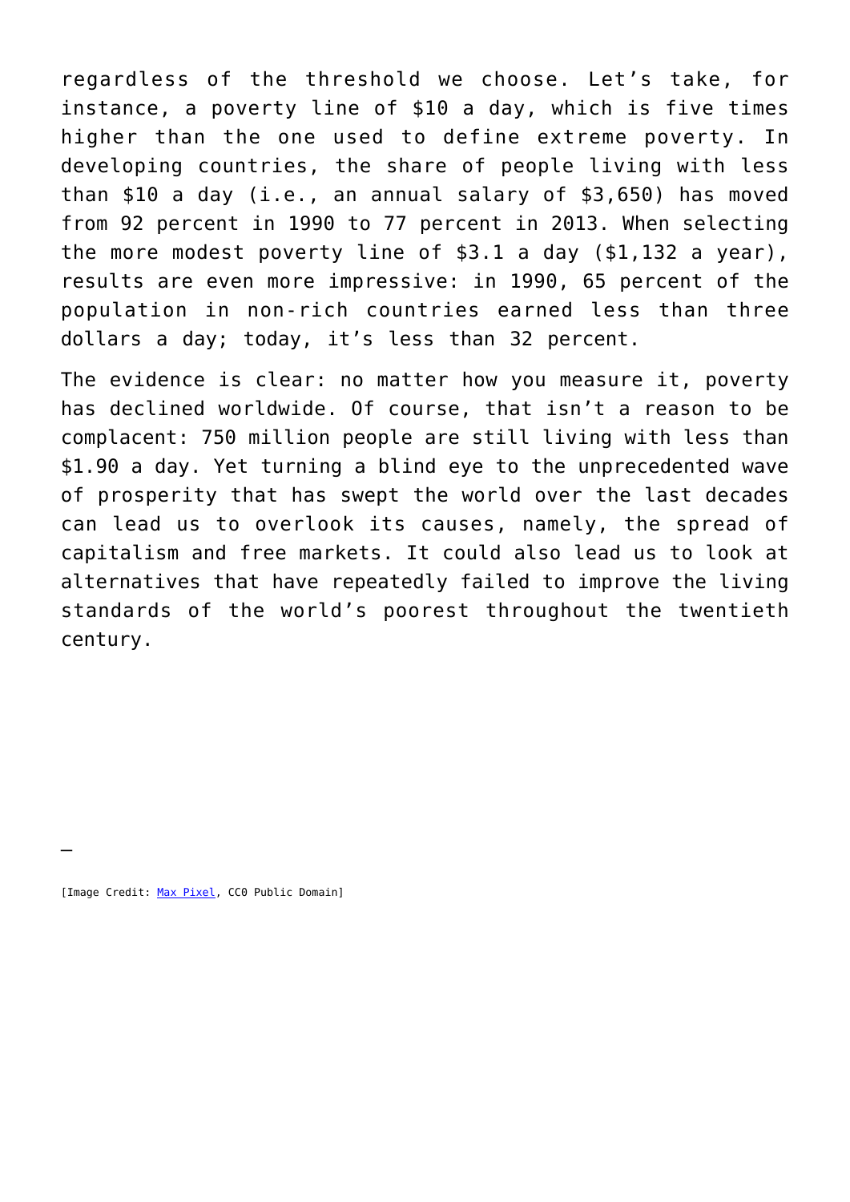regardless of the threshold we choose. Let's take, for instance, a poverty line of $10 a day, which is five times higher than the one used to define extreme poverty. In developing countries, the share of people living with less than $10 a day (i.e., an annual salary of $3,650) has moved from 92 percent in 1990 to 77 percent in 2013. When selecting the more modest poverty line of $3.1 a day ($1,132 a year), results are even more impressive: in 1990, 65 percent of the population in non-rich countries earned less than three dollars a day; today, it's less than 32 percent.

The evidence is clear: no matter how you measure it, poverty has declined worldwide. Of course, that isn't a reason to be complacent: 750 million people are still living with less than $1.90 a day. Yet turning a blind eye to the unprecedented wave of prosperity that has swept the world over the last decades can lead us to overlook its causes, namely, the spread of capitalism and free markets. It could also lead us to look at alternatives that have repeatedly failed to improve the living standards of the world's poorest throughout the twentieth century.

—

[Image Credit: Max Pixel, CC0 Public Domain]